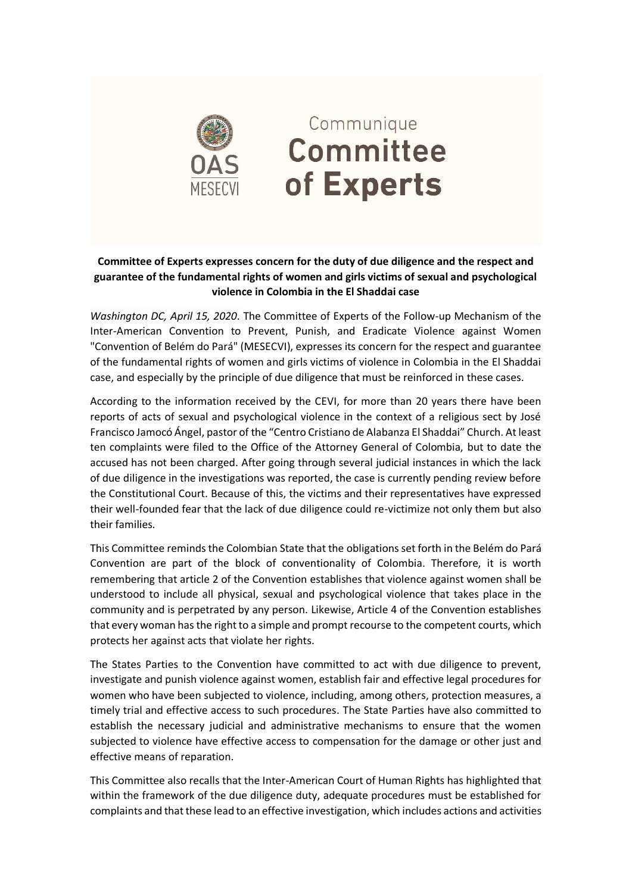Communique

# Committee of Experts

**Committee of Experts expresses concern for the duty of due diligence and the respect and guarantee of the fundamental rights of women and girls victims of sexual and psychological violence in Colombia in the El Shaddai case**

*Washington DC, April 15, 2020*. The Committee of Experts of the Follow-up Mechanism of the Inter-American Convention to Prevent, Punish, and Eradicate Violence against Women "Convention of Belém do Pará" (MESECVI), expresses its concern for the respect and guarantee of the fundamental rights of women and girls victims of violence in Colombia in the El Shaddai case, and especially by the principle of due diligence that must be reinforced in these cases.

According to the information received by the CEVI, for more than 20 years there have been reports of acts of sexual and psychological violence in the context of a religious sect by José Francisco Jamocó Ángel, pastor of the "Centro Cristiano de Alabanza El Shaddai" Church. At least ten complaints were filed to the Office of the Attorney General of Colombia, but to date the accused has not been charged. After going through several judicial instances in which the lack of due diligence in the investigations was reported, the case is currently pending review before the Constitutional Court. Because of this, the victims and their representatives have expressed their well-founded fear that the lack of due diligence could re-victimize not only them but also their families.

This Committee reminds the Colombian State that the obligations set forth in the Belém do Pará Convention are part of the block of conventionality of Colombia. Therefore, it is worth remembering that article 2 of the Convention establishes that violence against women shall be understood to include all physical, sexual and psychological violence that takes place in the community and is perpetrated by any person. Likewise, Article 4 of the Convention establishes that every woman has the right to a simple and prompt recourse to the competent courts, which protects her against acts that violate her rights.

The States Parties to the Convention have committed to act with due diligence to prevent, investigate and punish violence against women, establish fair and effective legal procedures for women who have been subjected to violence, including, among others, protection measures, a timely trial and effective access to such procedures. The State Parties have also committed to establish the necessary judicial and administrative mechanisms to ensure that the women subjected to violence have effective access to compensation for the damage or other just and effective means of reparation.

This Committee also recalls that the Inter-American Court of Human Rights has highlighted that within the framework of the due diligence duty, adequate procedures must be established for complaints and that these lead to an effective investigation, which includes actions and activities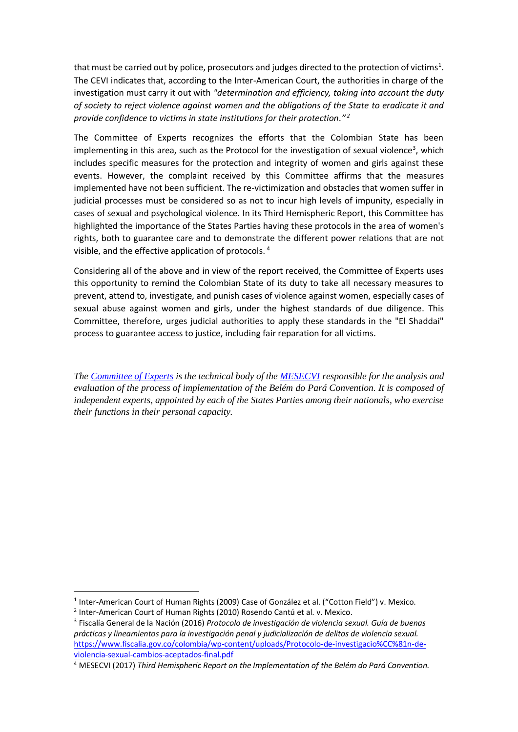that must be carried out by police, prosecutors and judges directed to the protection of victims[1]. The CEVI indicates that, according to the Inter-American Court, the authorities in charge of the investigation must carry it out with *"determination and efficiency, taking into account the duty of society to reject violence against women and the obligations of the State to eradicate it and provide confidence to victims in state institutions for their protection."*[2]

The Committee of Experts recognizes the efforts that the Colombian State has been implementing in this area, such as the Protocol for the investigation of sexual violence[3], which includes specific measures for the protection and integrity of women and girls against these events. However, the complaint received by this Committee affirms that the measures implemented have not been sufficient. The re-victimization and obstacles that women suffer in judicial processes must be considered so as not to incur high levels of impunity, especially in cases of sexual and psychological violence. In its Third Hemispheric Report, this Committee has highlighted the importance of the States Parties having these protocols in the area of women's rights, both to guarantee care and to demonstrate the different power relations that are not visible, and the effective application of protocols. [4]

Considering all of the above and in view of the report received, the Committee of Experts uses this opportunity to remind the Colombian State of its duty to take all necessary measures to prevent, attend to, investigate, and punish cases of violence against women, especially cases of sexual abuse against women and girls, under the highest standards of due diligence. This Committee, therefore, urges judicial authorities to apply these standards in the "El Shaddai" process to guarantee access to justice, including fair reparation for all victims.

*The [Committee of Experts] is the technical body of the [MESECVI] responsible for the analysis and evaluation of the process of implementation of the Belém do Pará Convention. It is composed of independent experts, appointed by each of the States Parties among their nationals, who exercise their functions in their personal capacity.*

---

[1] Inter-American Court of Human Rights (2009) Case of González et al. ("Cotton Field") v. Mexico.

[2] Inter-American Court of Human Rights (2010) Rosendo Cantú et al. v. Mexico.

[3] Fiscalía General de la Nación (2016) *Protocolo de investigación de violencia sexual. Guía de buenas prácticas y lineamientos para la investigación penal y judicialización de delitos de violencia sexual.* https://www.fiscalia.gov.co/colombia/wp-content/uploads/Protocolo-de-investigacio%CC%81n-de-violencia-sexual-cambios-aceptados-final.pdf

[4] MESECVI (2017) *Third Hemispheric Report on the Implementation of the Belém do Pará Convention.*